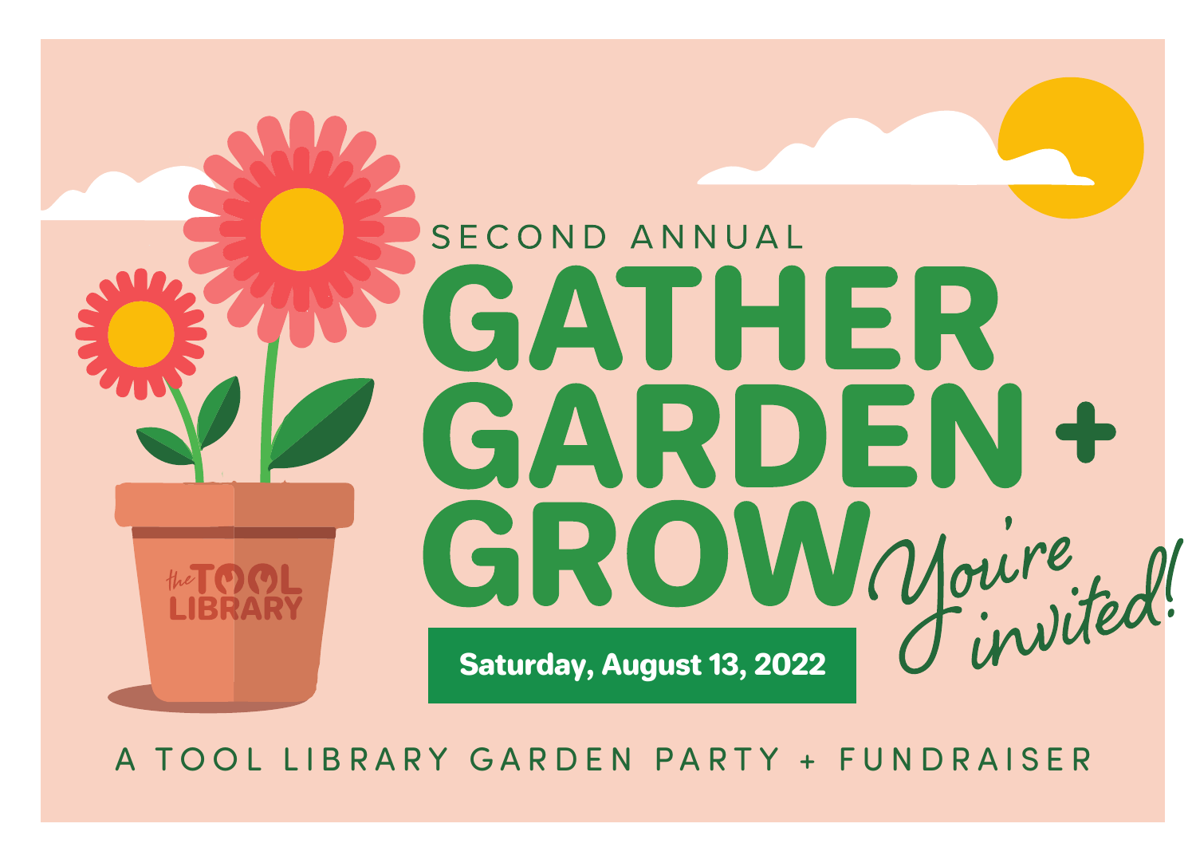SECOND ANNUAL

# GATHER GARDEN + GROW

*You're invited!*

**Saturday, August 13, 2022**

the TOOL LIBRARY

A TOOL LIBRARY GARDEN PARTY + FUNDRAISER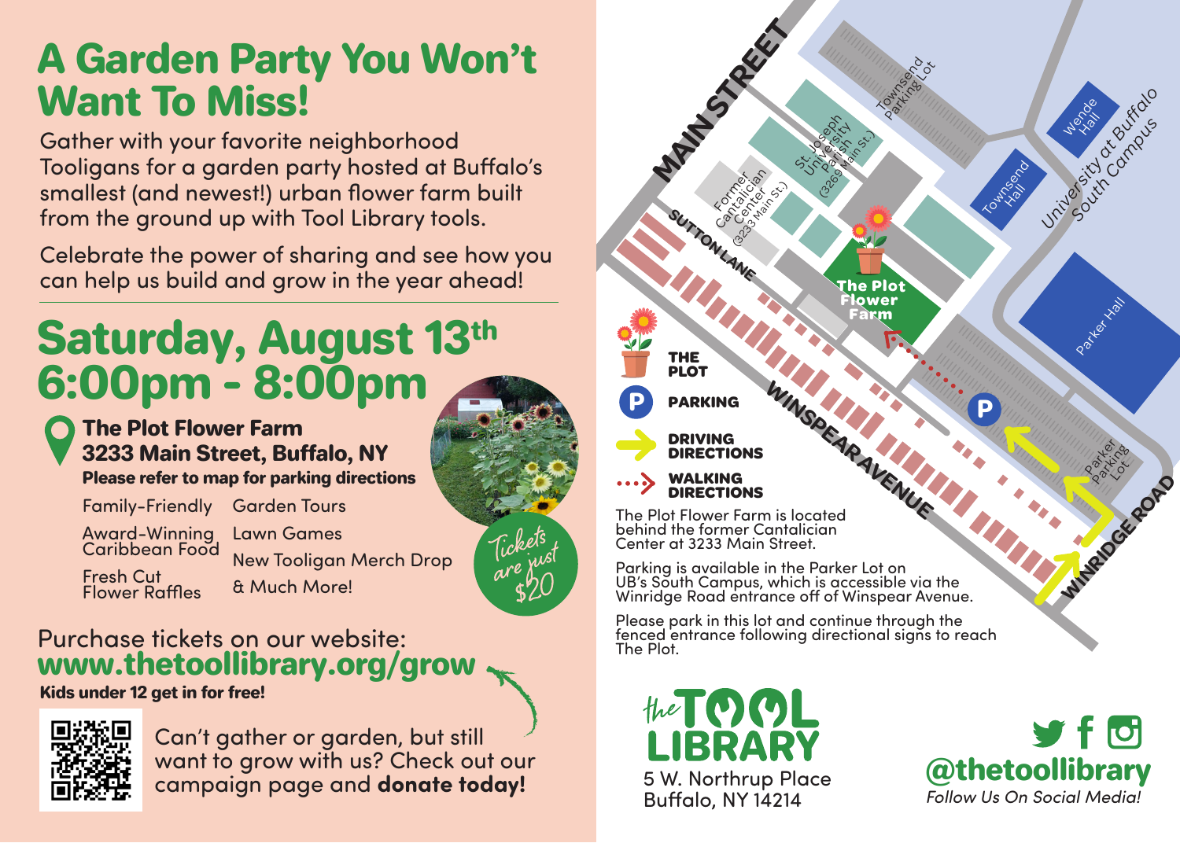# A Garden Party You Won't Want To Miss!

Gather with your favorite neighborhood Tooligans for a garden party hosted at Buffalo's smallest (and newest!) urban flower farm built from the ground up with Tool Library tools.

Celebrate the power of sharing and see how you can help us build and grow in the year ahead!

## Saturday, August 13th 6:00pm - 8:00pm

**The Plot Flower Farm**
**3233 Main Street, Buffalo, NY**
**Please refer to map for parking directions**

- Family-Friendly
- Award-Winning Caribbean Food
- Fresh Cut Flower Raffles
- Garden Tours
- Lawn Games
- New Tooligan Merch Drop
- & Much More!

Tickets are just $20

Purchase tickets on our website:
**www.thetoollibrary.org/grow**

**Kids under 12 get in for free!**

Can't gather or garden, but still want to grow with us? Check out our campaign page and **donate today!**

MAIN STREET
SUTTON LANE
WINSPEAR AVENUE
WINRIDGE ROAD
Former Cantalician Center (3233 Main St.)
St. Joseph University Parish (3269 Main St.)
Townsend Parking Lot
Townsend Hall
Wende Hall
University at Buffalo South Campus
Parker Hall
Parker Parking Lot
The Plot Flower Farm

THE PLOT
PARKING
DRIVING DIRECTIONS
WALKING DIRECTIONS

The Plot Flower Farm is located behind the former Cantalician Center at 3233 Main Street.

Parking is available in the Parker Lot on UB's South Campus, which is accessible via the Winridge Road entrance off of Winspear Avenue.

Please park in this lot and continue through the fenced entrance following directional signs to reach The Plot.

**the TOOL LIBRARY**
5 W. Northrup Place
Buffalo, NY 14214

**@thetoollibrary**
*Follow Us On Social Media!*